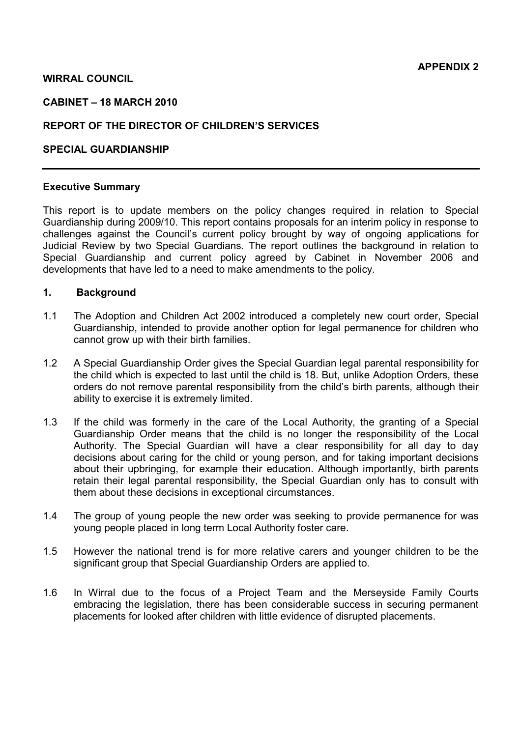**APPENDIX 2**

**WIRRAL COUNCIL**

**CABINET – 18 MARCH 2010**

**REPORT OF THE DIRECTOR OF CHILDREN'S SERVICES**

**SPECIAL GUARDIANSHIP**

---

**Executive Summary**

This report is to update members on the policy changes required in relation to Special Guardianship during 2009/10. This report contains proposals for an interim policy in response to challenges against the Council's current policy brought by way of ongoing applications for Judicial Review by two Special Guardians. The report outlines the background in relation to Special Guardianship and current policy agreed by Cabinet in November 2006 and developments that have led to a need to make amendments to the policy.

**1. Background**

1.1 The Adoption and Children Act 2002 introduced a completely new court order, Special Guardianship, intended to provide another option for legal permanence for children who cannot grow up with their birth families.

1.2 A Special Guardianship Order gives the Special Guardian legal parental responsibility for the child which is expected to last until the child is 18. But, unlike Adoption Orders, these orders do not remove parental responsibility from the child's birth parents, although their ability to exercise it is extremely limited.

1.3 If the child was formerly in the care of the Local Authority, the granting of a Special Guardianship Order means that the child is no longer the responsibility of the Local Authority. The Special Guardian will have a clear responsibility for all day to day decisions about caring for the child or young person, and for taking important decisions about their upbringing, for example their education. Although importantly, birth parents retain their legal parental responsibility, the Special Guardian only has to consult with them about these decisions in exceptional circumstances.

1.4 The group of young people the new order was seeking to provide permanence for was young people placed in long term Local Authority foster care.

1.5 However the national trend is for more relative carers and younger children to be the significant group that Special Guardianship Orders are applied to.

1.6 In Wirral due to the focus of a Project Team and the Merseyside Family Courts embracing the legislation, there has been considerable success in securing permanent placements for looked after children with little evidence of disrupted placements.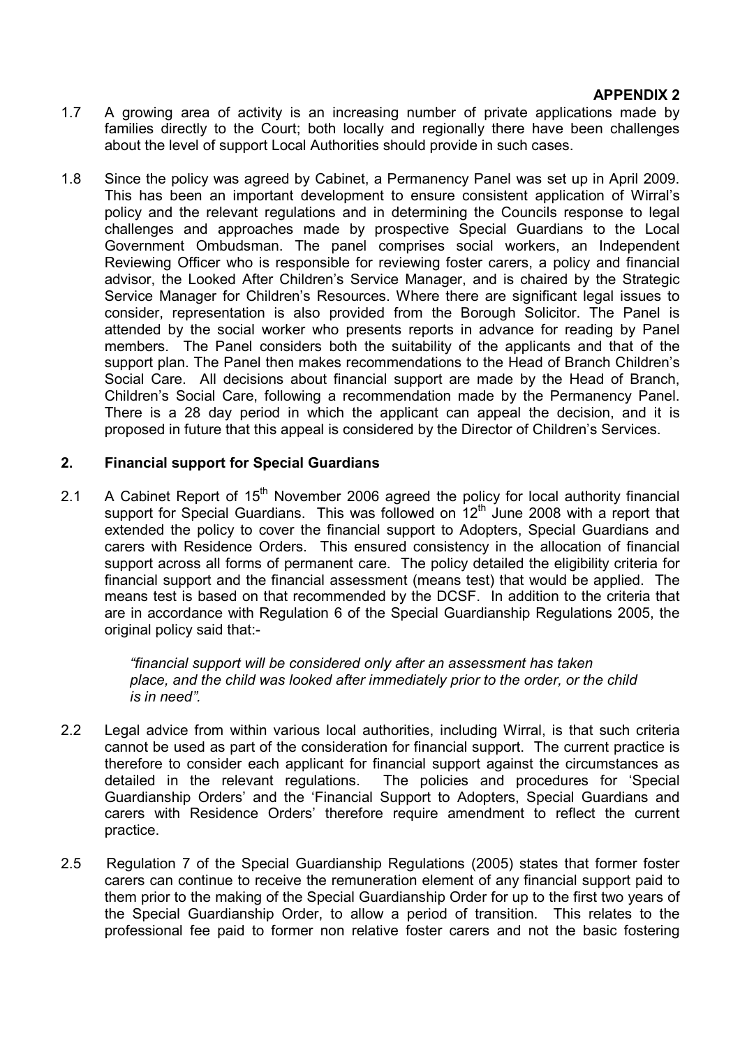**APPENDIX 2**

1.7 A growing area of activity is an increasing number of private applications made by families directly to the Court; both locally and regionally there have been challenges about the level of support Local Authorities should provide in such cases.

1.8 Since the policy was agreed by Cabinet, a Permanency Panel was set up in April 2009. This has been an important development to ensure consistent application of Wirral's policy and the relevant regulations and in determining the Councils response to legal challenges and approaches made by prospective Special Guardians to the Local Government Ombudsman. The panel comprises social workers, an Independent Reviewing Officer who is responsible for reviewing foster carers, a policy and financial advisor, the Looked After Children's Service Manager, and is chaired by the Strategic Service Manager for Children's Resources. Where there are significant legal issues to consider, representation is also provided from the Borough Solicitor. The Panel is attended by the social worker who presents reports in advance for reading by Panel members. The Panel considers both the suitability of the applicants and that of the support plan. The Panel then makes recommendations to the Head of Branch Children's Social Care. All decisions about financial support are made by the Head of Branch, Children's Social Care, following a recommendation made by the Permanency Panel. There is a 28 day period in which the applicant can appeal the decision, and it is proposed in future that this appeal is considered by the Director of Children's Services.

## 2. Financial support for Special Guardians

2.1 A Cabinet Report of 15th November 2006 agreed the policy for local authority financial support for Special Guardians. This was followed on 12th June 2008 with a report that extended the policy to cover the financial support to Adopters, Special Guardians and carers with Residence Orders. This ensured consistency in the allocation of financial support across all forms of permanent care. The policy detailed the eligibility criteria for financial support and the financial assessment (means test) that would be applied. The means test is based on that recommended by the DCSF. In addition to the criteria that are in accordance with Regulation 6 of the Special Guardianship Regulations 2005, the original policy said that:-

> *"financial support will be considered only after an assessment has taken place, and the child was looked after immediately prior to the order, or the child is in need".*

2.2 Legal advice from within various local authorities, including Wirral, is that such criteria cannot be used as part of the consideration for financial support. The current practice is therefore to consider each applicant for financial support against the circumstances as detailed in the relevant regulations. The policies and procedures for 'Special Guardianship Orders' and the 'Financial Support to Adopters, Special Guardians and carers with Residence Orders' therefore require amendment to reflect the current practice.

2.5 Regulation 7 of the Special Guardianship Regulations (2005) states that former foster carers can continue to receive the remuneration element of any financial support paid to them prior to the making of the Special Guardianship Order for up to the first two years of the Special Guardianship Order, to allow a period of transition. This relates to the professional fee paid to former non relative foster carers and not the basic fostering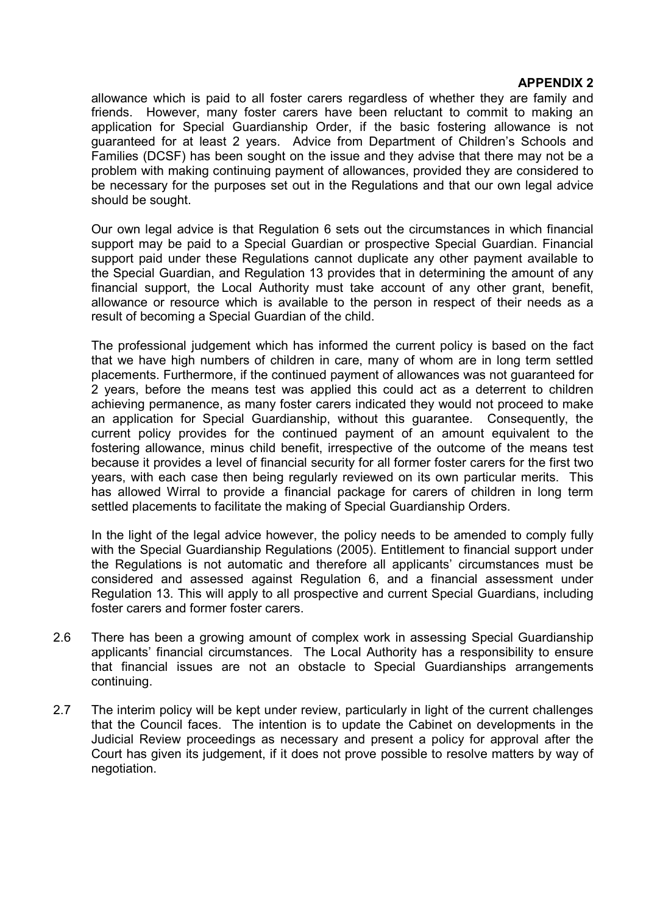**APPENDIX 2**

allowance which is paid to all foster carers regardless of whether they are family and friends. However, many foster carers have been reluctant to commit to making an application for Special Guardianship Order, if the basic fostering allowance is not guaranteed for at least 2 years. Advice from Department of Children's Schools and Families (DCSF) has been sought on the issue and they advise that there may not be a problem with making continuing payment of allowances, provided they are considered to be necessary for the purposes set out in the Regulations and that our own legal advice should be sought.

Our own legal advice is that Regulation 6 sets out the circumstances in which financial support may be paid to a Special Guardian or prospective Special Guardian. Financial support paid under these Regulations cannot duplicate any other payment available to the Special Guardian, and Regulation 13 provides that in determining the amount of any financial support, the Local Authority must take account of any other grant, benefit, allowance or resource which is available to the person in respect of their needs as a result of becoming a Special Guardian of the child.

The professional judgement which has informed the current policy is based on the fact that we have high numbers of children in care, many of whom are in long term settled placements. Furthermore, if the continued payment of allowances was not guaranteed for 2 years, before the means test was applied this could act as a deterrent to children achieving permanence, as many foster carers indicated they would not proceed to make an application for Special Guardianship, without this guarantee. Consequently, the current policy provides for the continued payment of an amount equivalent to the fostering allowance, minus child benefit, irrespective of the outcome of the means test because it provides a level of financial security for all former foster carers for the first two years, with each case then being regularly reviewed on its own particular merits. This has allowed Wirral to provide a financial package for carers of children in long term settled placements to facilitate the making of Special Guardianship Orders.

In the light of the legal advice however, the policy needs to be amended to comply fully with the Special Guardianship Regulations (2005). Entitlement to financial support under the Regulations is not automatic and therefore all applicants' circumstances must be considered and assessed against Regulation 6, and a financial assessment under Regulation 13. This will apply to all prospective and current Special Guardians, including foster carers and former foster carers.

2.6 There has been a growing amount of complex work in assessing Special Guardianship applicants' financial circumstances. The Local Authority has a responsibility to ensure that financial issues are not an obstacle to Special Guardianships arrangements continuing.

2.7 The interim policy will be kept under review, particularly in light of the current challenges that the Council faces. The intention is to update the Cabinet on developments in the Judicial Review proceedings as necessary and present a policy for approval after the Court has given its judgement, if it does not prove possible to resolve matters by way of negotiation.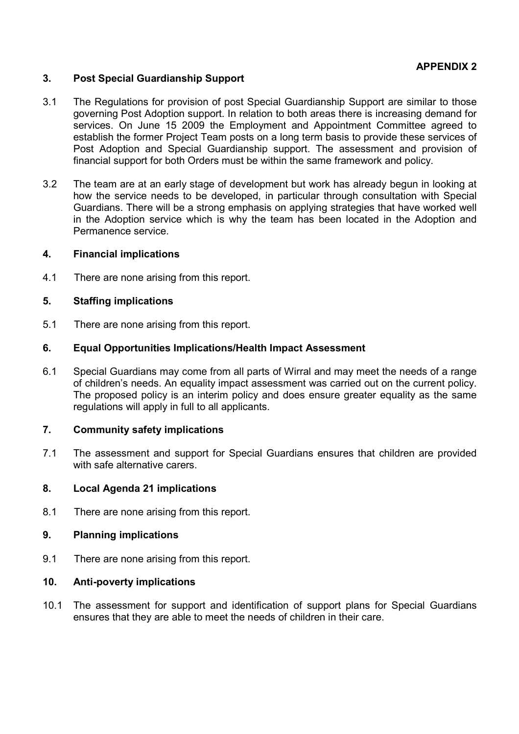**APPENDIX 2**

### 3. Post Special Guardianship Support

3.1 The Regulations for provision of post Special Guardianship Support are similar to those governing Post Adoption support. In relation to both areas there is increasing demand for services. On June 15 2009 the Employment and Appointment Committee agreed to establish the former Project Team posts on a long term basis to provide these services of Post Adoption and Special Guardianship support. The assessment and provision of financial support for both Orders must be within the same framework and policy.

3.2 The team are at an early stage of development but work has already begun in looking at how the service needs to be developed, in particular through consultation with Special Guardians. There will be a strong emphasis on applying strategies that have worked well in the Adoption service which is why the team has been located in the Adoption and Permanence service.

### 4. Financial implications

4.1 There are none arising from this report.

### 5. Staffing implications

5.1 There are none arising from this report.

### 6. Equal Opportunities Implications/Health Impact Assessment

6.1 Special Guardians may come from all parts of Wirral and may meet the needs of a range of children's needs. An equality impact assessment was carried out on the current policy. The proposed policy is an interim policy and does ensure greater equality as the same regulations will apply in full to all applicants.

### 7. Community safety implications

7.1 The assessment and support for Special Guardians ensures that children are provided with safe alternative carers.

### 8. Local Agenda 21 implications

8.1 There are none arising from this report.

### 9. Planning implications

9.1 There are none arising from this report.

### 10. Anti-poverty implications

10.1 The assessment for support and identification of support plans for Special Guardians ensures that they are able to meet the needs of children in their care.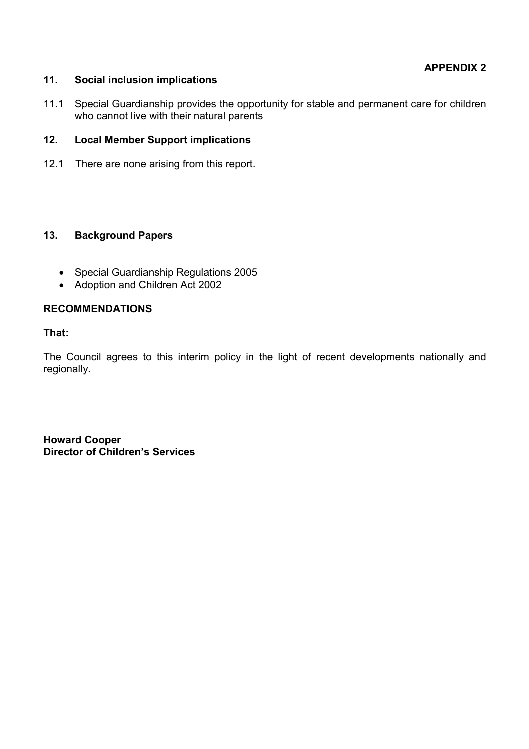**APPENDIX 2**

## 11. Social inclusion implications

11.1 Special Guardianship provides the opportunity for stable and permanent care for children who cannot live with their natural parents

## 12. Local Member Support implications

12.1 There are none arising from this report.

## 13. Background Papers

- Special Guardianship Regulations 2005
- Adoption and Children Act 2002

## RECOMMENDATIONS

**That:**

The Council agrees to this interim policy in the light of recent developments nationally and regionally.

**Howard Cooper**
**Director of Children's Services**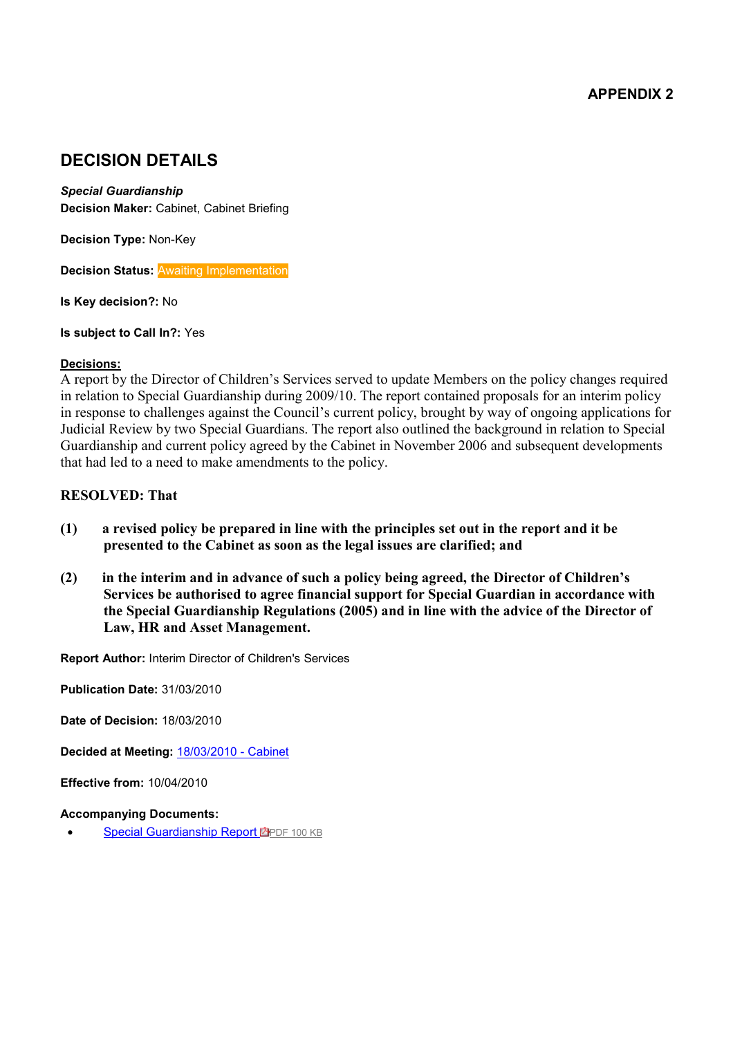**APPENDIX 2**

## DECISION DETAILS

***Special Guardianship***

**Decision Maker:** Cabinet, Cabinet Briefing

**Decision Type:** Non-Key

**Decision Status:** Awaiting Implementation

**Is Key decision?:** No

**Is subject to Call In?:** Yes

**Decisions:**

A report by the Director of Children's Services served to update Members on the policy changes required in relation to Special Guardianship during 2009/10. The report contained proposals for an interim policy in response to challenges against the Council's current policy, brought by way of ongoing applications for Judicial Review by two Special Guardians. The report also outlined the background in relation to Special Guardianship and current policy agreed by the Cabinet in November 2006 and subsequent developments that had led to a need to make amendments to the policy.

**RESOLVED: That**

**(1) a revised policy be prepared in line with the principles set out in the report and it be presented to the Cabinet as soon as the legal issues are clarified; and**

**(2) in the interim and in advance of such a policy being agreed, the Director of Children's Services be authorised to agree financial support for Special Guardian in accordance with the Special Guardianship Regulations (2005) and in line with the advice of the Director of Law, HR and Asset Management.**

**Report Author:** Interim Director of Children's Services

**Publication Date:** 31/03/2010

**Date of Decision:** 18/03/2010

**Decided at Meeting:** 18/03/2010 - Cabinet

**Effective from:** 10/04/2010

**Accompanying Documents:**

- Special Guardianship Report PDF 100 KB